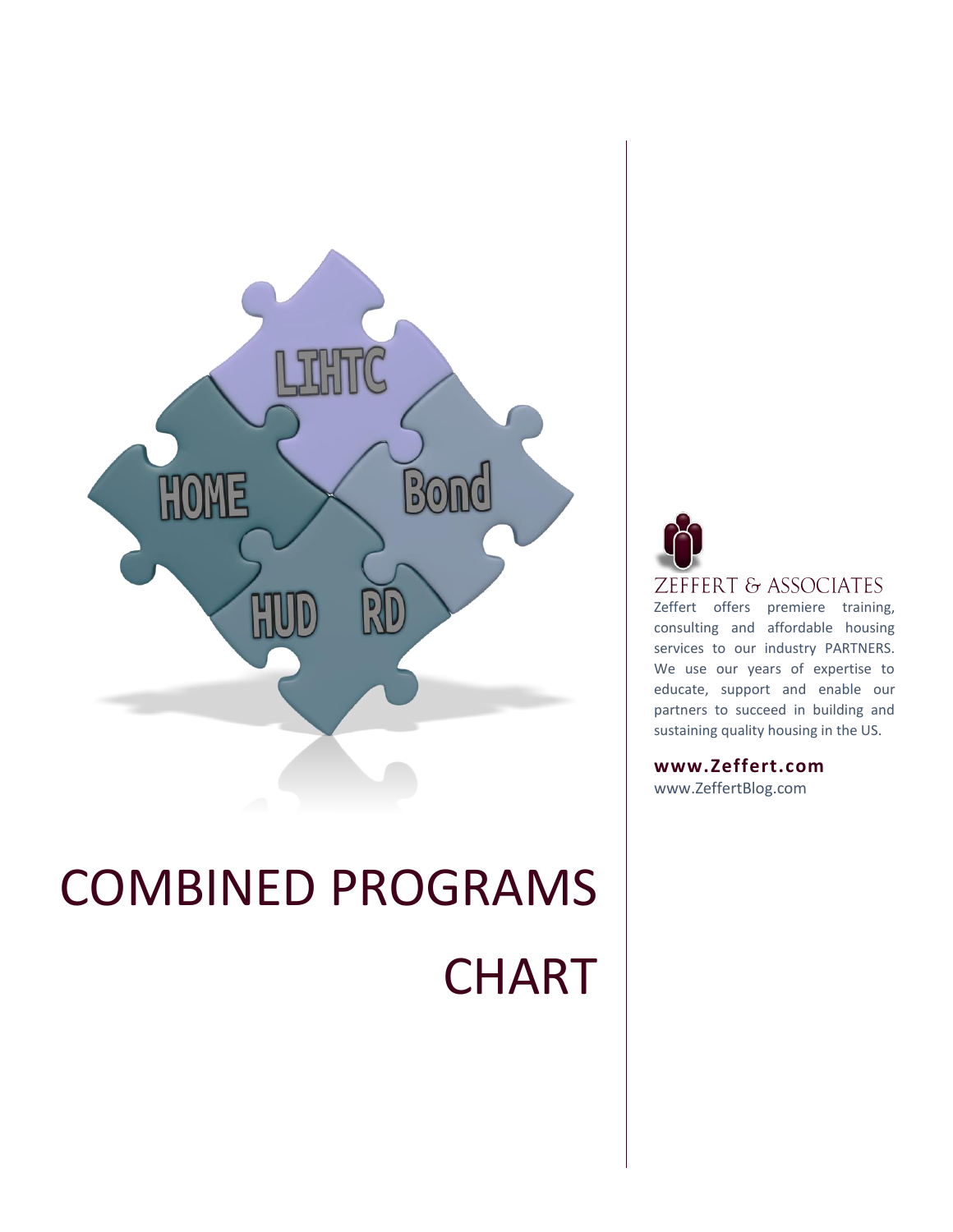# COMBINED PROGRAMS CHART

ZEFFERT & ASSOCIATES

Zeffert offers premiere training, consulting and affordable housing services to our industry PARTNERS. We use our years of expertise to educate, support and enable our partners to succeed in building and sustaining quality housing in the US.

**www.Zeffert.com**
www.ZeffertBlog.com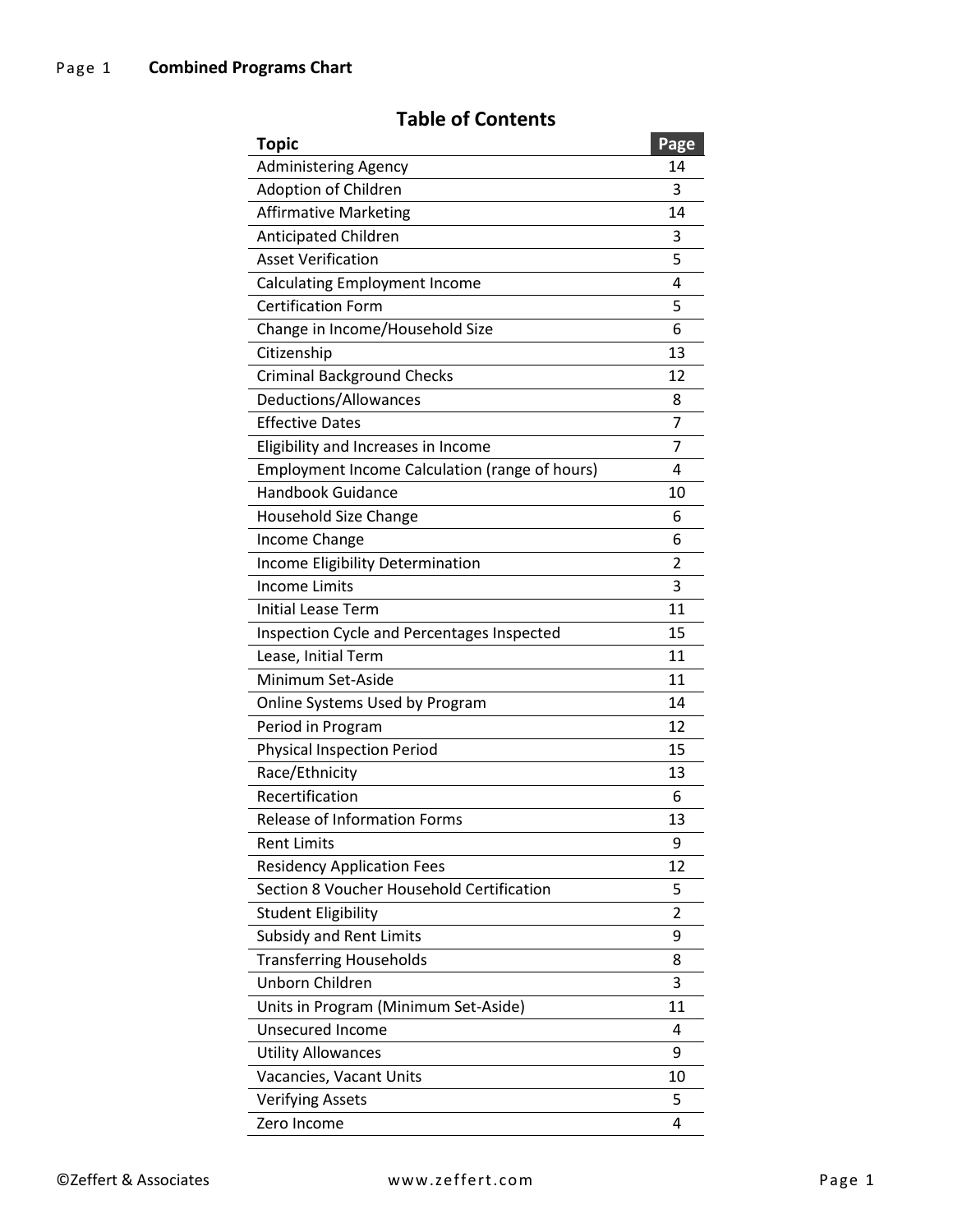## Table of Contents

| Topic | Page |
| --- | --- |
| Administering Agency | 14 |
| Adoption of Children | 3 |
| Affirmative Marketing | 14 |
| Anticipated Children | 3 |
| Asset Verification | 5 |
| Calculating Employment Income | 4 |
| Certification Form | 5 |
| Change in Income/Household Size | 6 |
| Citizenship | 13 |
| Criminal Background Checks | 12 |
| Deductions/Allowances | 8 |
| Effective Dates | 7 |
| Eligibility and Increases in Income | 7 |
| Employment Income Calculation (range of hours) | 4 |
| Handbook Guidance | 10 |
| Household Size Change | 6 |
| Income Change | 6 |
| Income Eligibility Determination | 2 |
| Income Limits | 3 |
| Initial Lease Term | 11 |
| Inspection Cycle and Percentages Inspected | 15 |
| Lease, Initial Term | 11 |
| Minimum Set-Aside | 11 |
| Online Systems Used by Program | 14 |
| Period in Program | 12 |
| Physical Inspection Period | 15 |
| Race/Ethnicity | 13 |
| Recertification | 6 |
| Release of Information Forms | 13 |
| Rent Limits | 9 |
| Residency Application Fees | 12 |
| Section 8 Voucher Household Certification | 5 |
| Student Eligibility | 2 |
| Subsidy and Rent Limits | 9 |
| Transferring Households | 8 |
| Unborn Children | 3 |
| Units in Program (Minimum Set-Aside) | 11 |
| Unsecured Income | 4 |
| Utility Allowances | 9 |
| Vacancies, Vacant Units | 10 |
| Verifying Assets | 5 |
| Zero Income | 4 |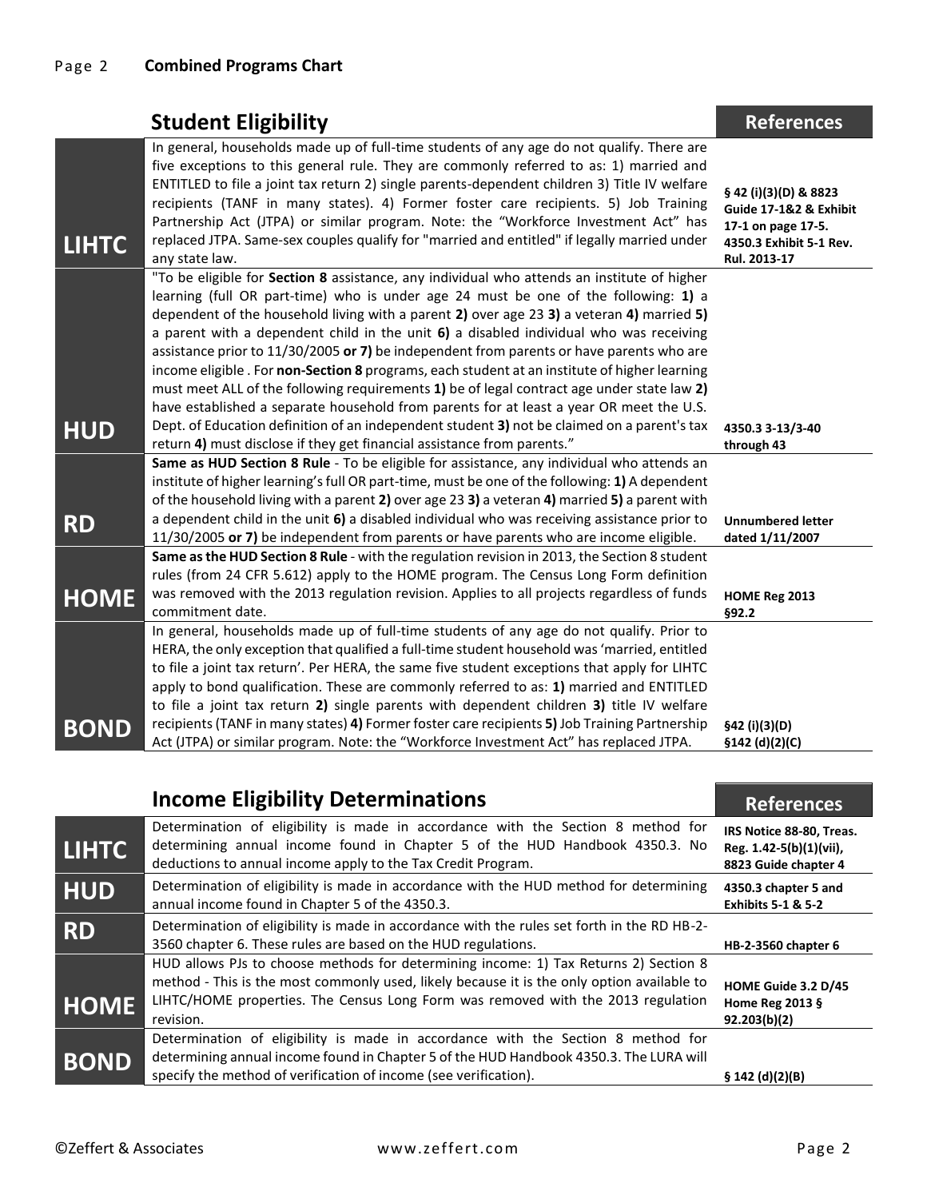## Student Eligibility

| Program | Student Eligibility | References |
|---|---|---|
| **LIHTC** | In general, households made up of full-time students of any age do not qualify. There are five exceptions to this general rule. They are commonly referred to as: 1) married and ENTITLED to file a joint tax return 2) single parents-dependent children 3) Title IV welfare recipients (TANF in many states). 4) Former foster care recipients. 5) Job Training Partnership Act (JTPA) or similar program. Note: the "Workforce Investment Act" has replaced JTPA. Same-sex couples qualify for "married and entitled" if legally married under any state law. | **§ 42 (i)(3)(D) & 8823 Guide 17-1&2 & Exhibit 17-1 on page 17-5. 4350.3 Exhibit 5-1 Rev. Rul. 2013-17** |
| **HUD** | "To be eligible for **Section 8** assistance, any individual who attends an institute of higher learning (full OR part-time) who is under age 24 must be one of the following: **1)** a dependent of the household living with a parent **2)** over age 23 **3)** a veteran **4)** married **5)** a parent with a dependent child in the unit **6)** a disabled individual who was receiving assistance prior to 11/30/2005 **or 7)** be independent from parents or have parents who are income eligible . For **non-Section 8** programs, each student at an institute of higher learning must meet ALL of the following requirements **1)** be of legal contract age under state law **2)** have established a separate household from parents for at least a year OR meet the U.S. Dept. of Education definition of an independent student **3)** not be claimed on a parent's tax return **4)** must disclose if they get financial assistance from parents." | **4350.3 3-13/3-40 through 43** |
| **RD** | **Same as HUD Section 8 Rule** - To be eligible for assistance, any individual who attends an institute of higher learning's full OR part-time, must be one of the following: **1)** A dependent of the household living with a parent **2)** over age 23 **3)** a veteran **4)** married **5)** a parent with a dependent child in the unit **6)** a disabled individual who was receiving assistance prior to 11/30/2005 **or 7)** be independent from parents or have parents who are income eligible. | **Unnumbered letter dated 1/11/2007** |
| **HOME** | **Same as the HUD Section 8 Rule** - with the regulation revision in 2013, the Section 8 student rules (from 24 CFR 5.612) apply to the HOME program. The Census Long Form definition was removed with the 2013 regulation revision. Applies to all projects regardless of funds commitment date. | **HOME Reg 2013 §92.2** |
| **BOND** | In general, households made up of full-time students of any age do not qualify. Prior to HERA, the only exception that qualified a full-time student household was 'married, entitled to file a joint tax return'. Per HERA, the same five student exceptions that apply for LIHTC apply to bond qualification. These are commonly referred to as: **1)** married and ENTITLED to file a joint tax return **2)** single parents with dependent children **3)** title IV welfare recipients (TANF in many states) **4)** Former foster care recipients **5)** Job Training Partnership Act (JTPA) or similar program. Note: the "Workforce Investment Act" has replaced JTPA. | **§42 (i)(3)(D) §142 (d)(2)(C)** |

## Income Eligibility Determinations

| Program | Income Eligibility Determinations | References |
|---|---|---|
| **LIHTC** | Determination of eligibility is made in accordance with the Section 8 method for determining annual income found in Chapter 5 of the HUD Handbook 4350.3. No deductions to annual income apply to the Tax Credit Program. | **IRS Notice 88-80, Treas. Reg. 1.42-5(b)(1)(vii), 8823 Guide chapter 4** |
| **HUD** | Determination of eligibility is made in accordance with the HUD method for determining annual income found in Chapter 5 of the 4350.3. | **4350.3 chapter 5 and Exhibits 5-1 & 5-2** |
| **RD** | Determination of eligibility is made in accordance with the rules set forth in the RD HB-2-3560 chapter 6. These rules are based on the HUD regulations. | **HB-2-3560 chapter 6** |
| **HOME** | HUD allows PJs to choose methods for determining income: 1) Tax Returns 2) Section 8 method - This is the most commonly used, likely because it is the only option available to LIHTC/HOME properties. The Census Long Form was removed with the 2013 regulation revision. | **HOME Guide 3.2 D/45 Home Reg 2013 § 92.203(b)(2)** |
| **BOND** | Determination of eligibility is made in accordance with the Section 8 method for determining annual income found in Chapter 5 of the HUD Handbook 4350.3. The LURA will specify the method of verification of income (see verification). | **§ 142 (d)(2)(B)** |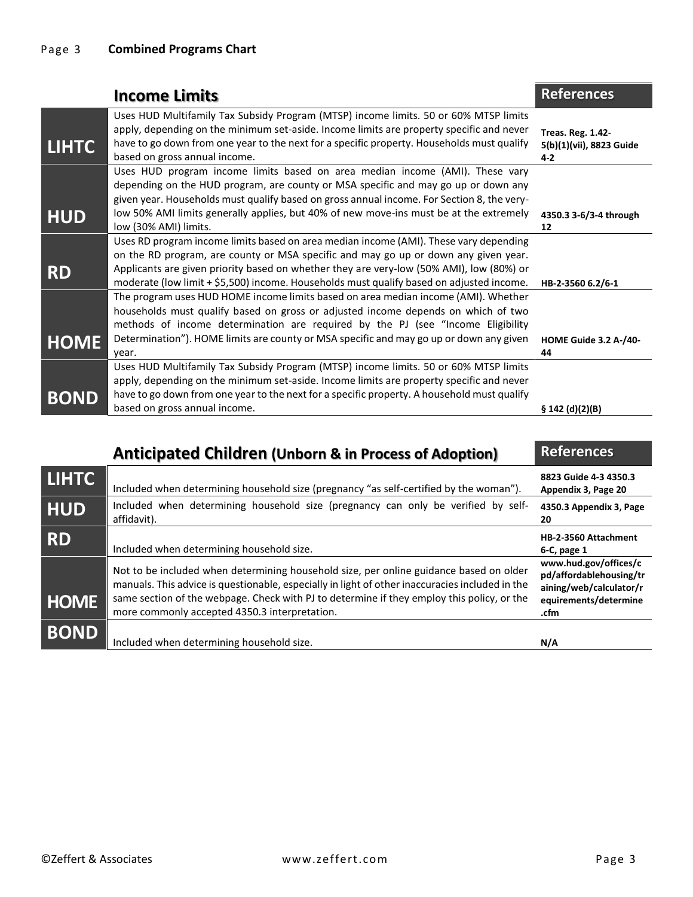## Income Limits

| Program | Income Limits | References |
|---|---|---|
| **LIHTC** | Uses HUD Multifamily Tax Subsidy Program (MTSP) income limits. 50 or 60% MTSP limits apply, depending on the minimum set-aside. Income limits are property specific and never have to go down from one year to the next for a specific property. Households must qualify based on gross annual income. | **Treas. Reg. 1.42-5(b)(1)(vii), 8823 Guide 4-2** |
| **HUD** | Uses HUD program income limits based on area median income (AMI). These vary depending on the HUD program, are county or MSA specific and may go up or down any given year. Households must qualify based on gross annual income. For Section 8, the very-low 50% AMI limits generally applies, but 40% of new move-ins must be at the extremely low (30% AMI) limits. | **4350.3 3-6/3-4 through 12** |
| **RD** | Uses RD program income limits based on area median income (AMI). These vary depending on the RD program, are county or MSA specific and may go up or down any given year. Applicants are given priority based on whether they are very-low (50% AMI), low (80%) or moderate (low limit + $5,500) income. Households must qualify based on adjusted income. | **HB-2-3560 6.2/6-1** |
| **HOME** | The program uses HUD HOME income limits based on area median income (AMI). Whether households must qualify based on gross or adjusted income depends on which of two methods of income determination are required by the PJ (see "Income Eligibility Determination"). HOME limits are county or MSA specific and may go up or down any given year. | **HOME Guide 3.2 A-/40-44** |
| **BOND** | Uses HUD Multifamily Tax Subsidy Program (MTSP) income limits. 50 or 60% MTSP limits apply, depending on the minimum set-aside. Income limits are property specific and never have to go down from one year to the next for a specific property. A household must qualify based on gross annual income. | **§ 142 (d)(2)(B)** |

## Anticipated Children (Unborn & in Process of Adoption)

| Program | Anticipated Children (Unborn & in Process of Adoption) | References |
|---|---|---|
| **LIHTC** | Included when determining household size (pregnancy "as self-certified by the woman"). | **8823 Guide 4-3 4350.3 Appendix 3, Page 20** |
| **HUD** | Included when determining household size (pregnancy can only be verified by self-affidavit). | **4350.3 Appendix 3, Page 20** |
| **RD** | Included when determining household size. | **HB-2-3560 Attachment 6-C, page 1** |
| **HOME** | Not to be included when determining household size, per online guidance based on older manuals. This advice is questionable, especially in light of other inaccuracies included in the same section of the webpage. Check with PJ to determine if they employ this policy, or the more commonly accepted 4350.3 interpretation. | **www.hud.gov/offices/cpd/affordablehousing/training/web/calculator/requirements/determine.cfm** |
| **BOND** | Included when determining household size. | **N/A** |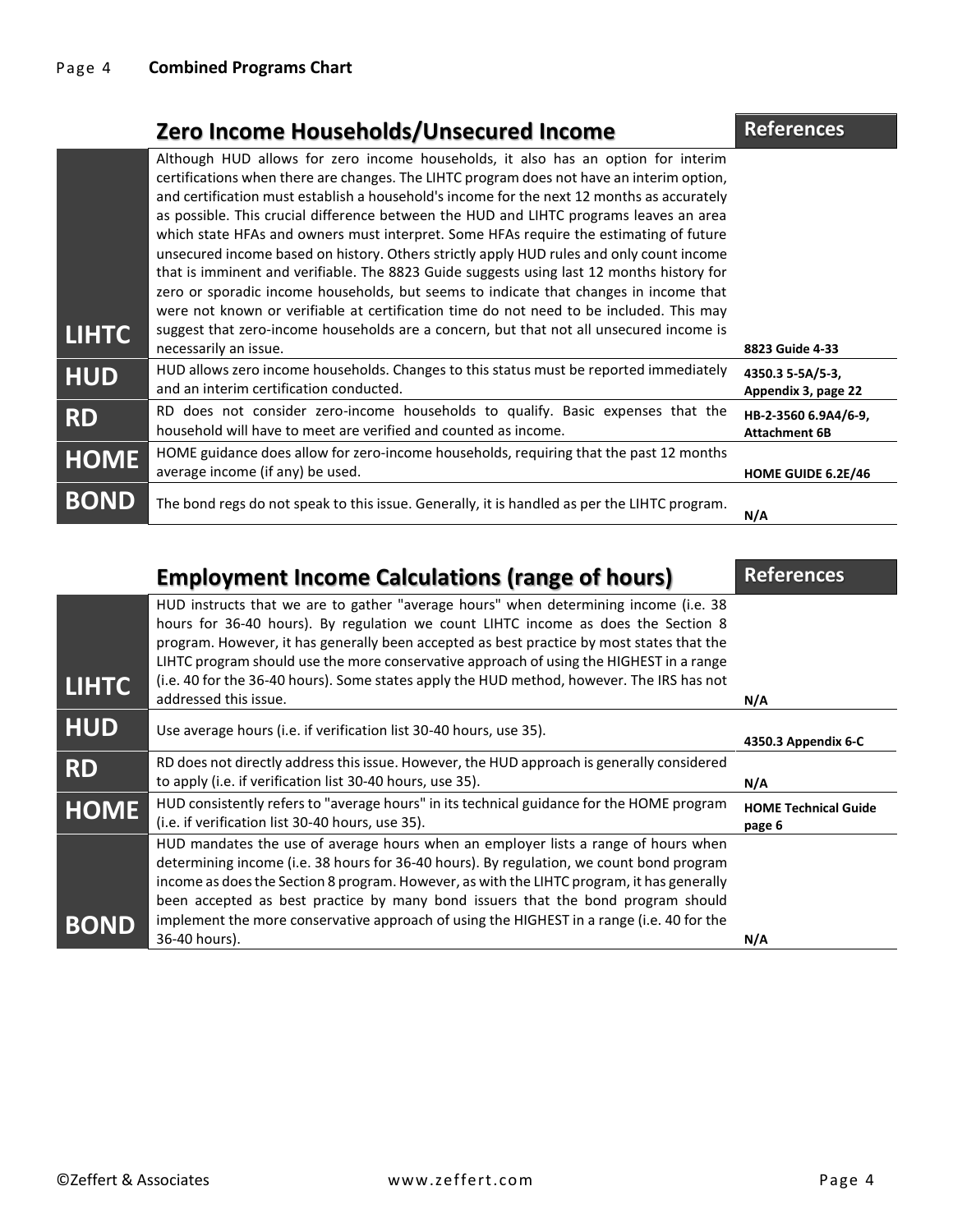| | Zero Income Households/Unsecured Income | References |
|---|---|---|
| **LIHTC** | Although HUD allows for zero income households, it also has an option for interim certifications when there are changes. The LIHTC program does not have an interim option, and certification must establish a household's income for the next 12 months as accurately as possible. This crucial difference between the HUD and LIHTC programs leaves an area which state HFAs and owners must interpret. Some HFAs require the estimating of future unsecured income based on history. Others strictly apply HUD rules and only count income that is imminent and verifiable. The 8823 Guide suggests using last 12 months history for zero or sporadic income households, but seems to indicate that changes in income that were not known or verifiable at certification time do not need to be included. This may suggest that zero-income households are a concern, but that not all unsecured income is necessarily an issue. | **8823 Guide 4-33** |
| **HUD** | HUD allows zero income households. Changes to this status must be reported immediately and an interim certification conducted. | **4350.3 5-5A/5-3, Appendix 3, page 22** |
| **RD** | RD does not consider zero-income households to qualify. Basic expenses that the household will have to meet are verified and counted as income. | **HB-2-3560 6.9A4/6-9, Attachment 6B** |
| **HOME** | HOME guidance does allow for zero-income households, requiring that the past 12 months average income (if any) be used. | **HOME GUIDE 6.2E/46** |
| **BOND** | The bond regs do not speak to this issue. Generally, it is handled as per the LIHTC program. | **N/A** |

| | Employment Income Calculations (range of hours) | References |
|---|---|---|
| **LIHTC** | HUD instructs that we are to gather "average hours" when determining income (i.e. 38 hours for 36-40 hours). By regulation we count LIHTC income as does the Section 8 program. However, it has generally been accepted as best practice by most states that the LIHTC program should use the more conservative approach of using the HIGHEST in a range (i.e. 40 for the 36-40 hours). Some states apply the HUD method, however. The IRS has not addressed this issue. | **N/A** |
| **HUD** | Use average hours (i.e. if verification list 30-40 hours, use 35). | **4350.3 Appendix 6-C** |
| **RD** | RD does not directly address this issue. However, the HUD approach is generally considered to apply (i.e. if verification list 30-40 hours, use 35). | **N/A** |
| **HOME** | HUD consistently refers to "average hours" in its technical guidance for the HOME program (i.e. if verification list 30-40 hours, use 35). | **HOME Technical Guide page 6** |
| **BOND** | HUD mandates the use of average hours when an employer lists a range of hours when determining income (i.e. 38 hours for 36-40 hours). By regulation, we count bond program income as does the Section 8 program. However, as with the LIHTC program, it has generally been accepted as best practice by many bond issuers that the bond program should implement the more conservative approach of using the HIGHEST in a range (i.e. 40 for the 36-40 hours). | **N/A** |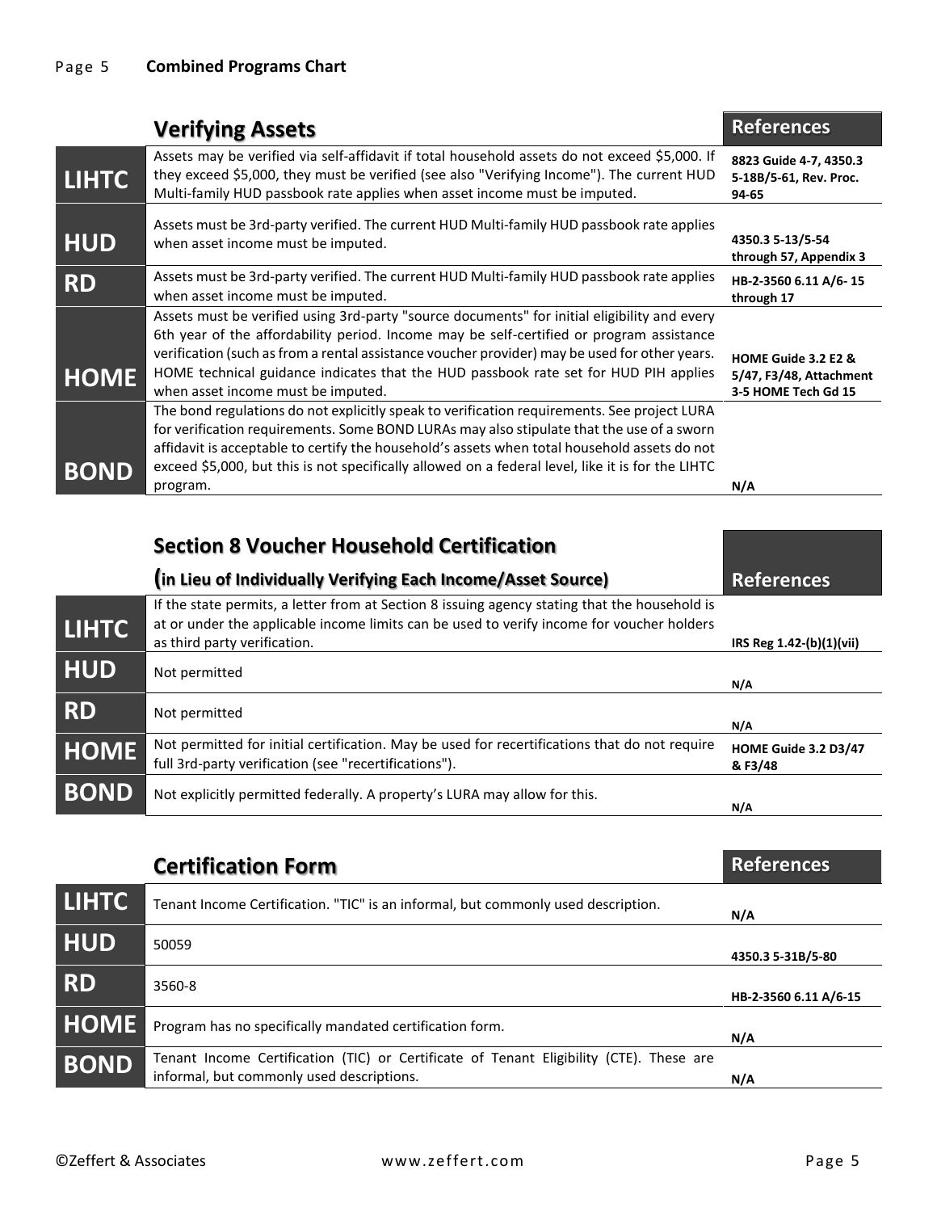## Verifying Assets

| Program | Verifying Assets | References |
| --- | --- | --- |
| **LIHTC** | Assets may be verified via self-affidavit if total household assets do not exceed $5,000. If they exceed $5,000, they must be verified (see also "Verifying Income"). The current HUD Multi-family HUD passbook rate applies when asset income must be imputed. | **8823 Guide 4-7, 4350.3 5-18B/5-61, Rev. Proc. 94-65** |
| **HUD** | Assets must be 3rd-party verified. The current HUD Multi-family HUD passbook rate applies when asset income must be imputed. | **4350.3 5-13/5-54 through 57, Appendix 3** |
| **RD** | Assets must be 3rd-party verified. The current HUD Multi-family HUD passbook rate applies when asset income must be imputed. | **HB-2-3560 6.11 A/6- 15 through 17** |
| **HOME** | Assets must be verified using 3rd-party "source documents" for initial eligibility and every 6th year of the affordability period. Income may be self-certified or program assistance verification (such as from a rental assistance voucher provider) may be used for other years. HOME technical guidance indicates that the HUD passbook rate set for HUD PIH applies when asset income must be imputed. | **HOME Guide 3.2 E2 & 5/47, F3/48, Attachment 3-5 HOME Tech Gd 15** |
| **BOND** | The bond regulations do not explicitly speak to verification requirements. See project LURA for verification requirements. Some BOND LURAs may also stipulate that the use of a sworn affidavit is acceptable to certify the household's assets when total household assets do not exceed $5,000, but this is not specifically allowed on a federal level, like it is for the LIHTC program. | **N/A** |

## Section 8 Voucher Household Certification (in Lieu of Individually Verifying Each Income/Asset Source)

| Program | Section 8 Voucher Household Certification (in Lieu of Individually Verifying Each Income/Asset Source) | References |
| --- | --- | --- |
| **LIHTC** | If the state permits, a letter from at Section 8 issuing agency stating that the household is at or under the applicable income limits can be used to verify income for voucher holders as third party verification. | **IRS Reg 1.42-(b)(1)(vii)** |
| **HUD** | Not permitted | **N/A** |
| **RD** | Not permitted | **N/A** |
| **HOME** | Not permitted for initial certification. May be used for recertifications that do not require full 3rd-party verification (see "recertifications"). | **HOME Guide 3.2 D3/47 & F3/48** |
| **BOND** | Not explicitly permitted federally. A property's LURA may allow for this. | **N/A** |

## Certification Form

| Program | Certification Form | References |
| --- | --- | --- |
| **LIHTC** | Tenant Income Certification. "TIC" is an informal, but commonly used description. | **N/A** |
| **HUD** | 50059 | **4350.3 5-31B/5-80** |
| **RD** | 3560-8 | **HB-2-3560 6.11 A/6-15** |
| **HOME** | Program has no specifically mandated certification form. | **N/A** |
| **BOND** | Tenant Income Certification (TIC) or Certificate of Tenant Eligibility (CTE). These are informal, but commonly used descriptions. | **N/A** |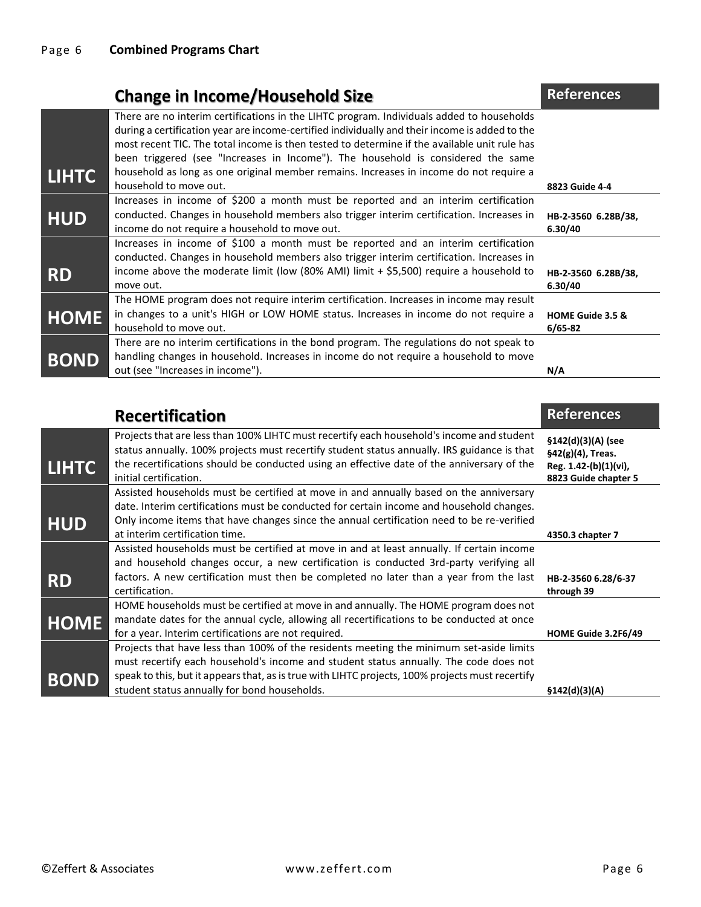## Change in Income/Household Size

| Program | Change in Income/Household Size | References |
|---|---|---|
| **LIHTC** | There are no interim certifications in the LIHTC program. Individuals added to households during a certification year are income-certified individually and their income is added to the most recent TIC. The total income is then tested to determine if the available unit rule has been triggered (see "Increases in Income"). The household is considered the same household as long as one original member remains. Increases in income do not require a household to move out. | **8823 Guide 4-4** |
| **HUD** | Increases in income of $200 a month must be reported and an interim certification conducted. Changes in household members also trigger interim certification. Increases in income do not require a household to move out. | **HB-2-3560 6.28B/38, 6.30/40** |
| **RD** | Increases in income of $100 a month must be reported and an interim certification conducted. Changes in household members also trigger interim certification. Increases in income above the moderate limit (low (80% AMI) limit + $5,500) require a household to move out. | **HB-2-3560 6.28B/38, 6.30/40** |
| **HOME** | The HOME program does not require interim certification. Increases in income may result in changes to a unit's HIGH or LOW HOME status. Increases in income do not require a household to move out. | **HOME Guide 3.5 & 6/65-82** |
| **BOND** | There are no interim certifications in the bond program. The regulations do not speak to handling changes in household. Increases in income do not require a household to move out (see "Increases in income"). | **N/A** |

## Recertification

| Program | Recertification | References |
|---|---|---|
| **LIHTC** | Projects that are less than 100% LIHTC must recertify each household's income and student status annually. 100% projects must recertify student status annually. IRS guidance is that the recertifications should be conducted using an effective date of the anniversary of the initial certification. | **§142(d)(3)(A) (see §42(g)(4), Treas. Reg. 1.42-(b)(1)(vi), 8823 Guide chapter 5** |
| **HUD** | Assisted households must be certified at move in and annually based on the anniversary date. Interim certifications must be conducted for certain income and household changes. Only income items that have changes since the annual certification need to be re-verified at interim certification time. | **4350.3 chapter 7** |
| **RD** | Assisted households must be certified at move in and at least annually. If certain income and household changes occur, a new certification is conducted 3rd-party verifying all factors. A new certification must then be completed no later than a year from the last certification. | **HB-2-3560 6.28/6-37 through 39** |
| **HOME** | HOME households must be certified at move in and annually. The HOME program does not mandate dates for the annual cycle, allowing all recertifications to be conducted at once for a year. Interim certifications are not required. | **HOME Guide 3.2F6/49** |
| **BOND** | Projects that have less than 100% of the residents meeting the minimum set-aside limits must recertify each household's income and student status annually. The code does not speak to this, but it appears that, as is true with LIHTC projects, 100% projects must recertify student status annually for bond households. | **§142(d)(3)(A)** |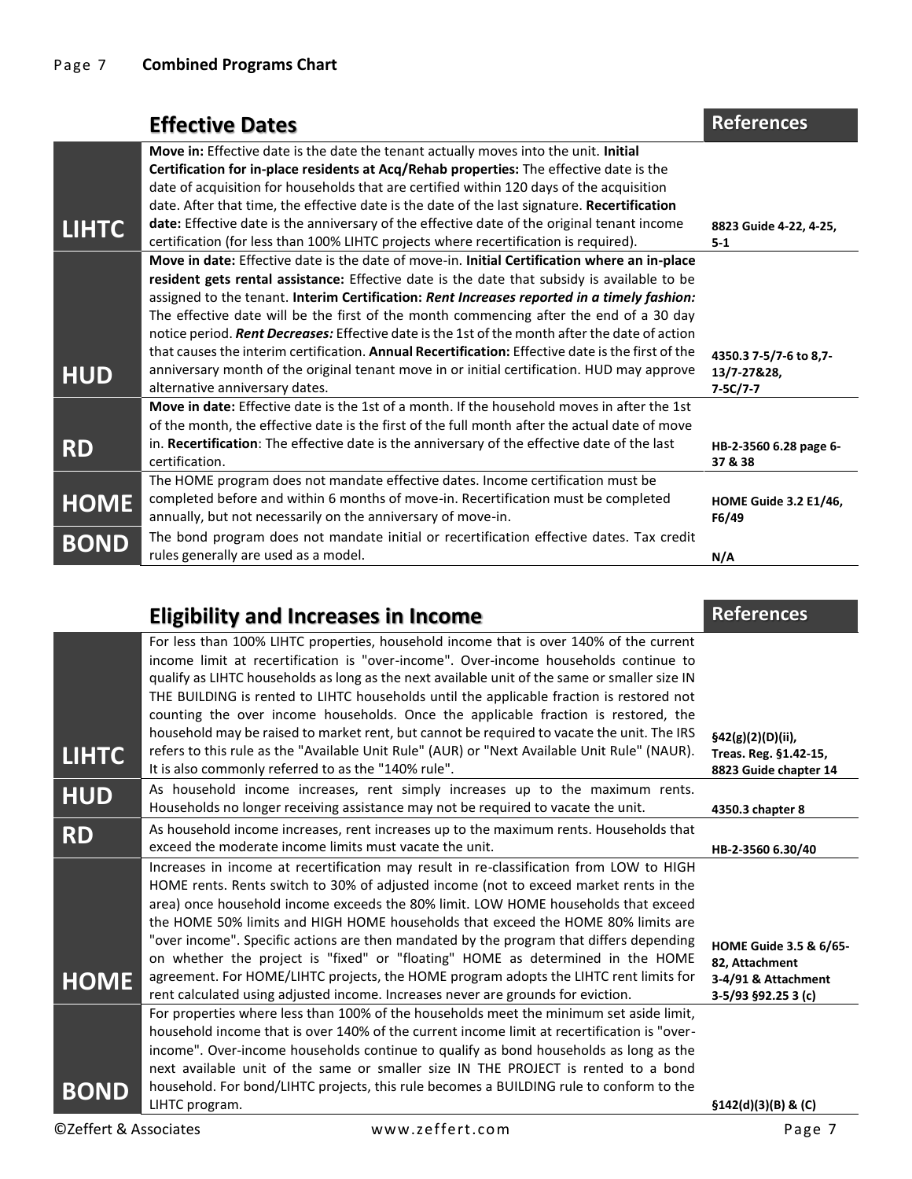## Effective Dates

| Program | Effective Dates | References |
|---|---|---|
| **LIHTC** | **Move in:** Effective date is the date the tenant actually moves into the unit. **Initial Certification for in-place residents at Acq/Rehab properties:** The effective date is the date of acquisition for households that are certified within 120 days of the acquisition date. After that time, the effective date is the date of the last signature. **Recertification date:** Effective date is the anniversary of the effective date of the original tenant income certification (for less than 100% LIHTC projects where recertification is required). | **8823 Guide 4-22, 4-25, 5-1** |
| **HUD** | **Move in date:** Effective date is the date of move-in. **Initial Certification where an in-place resident gets rental assistance:** Effective date is the date that subsidy is available to be assigned to the tenant. **Interim Certification:** ***Rent Increases reported in a timely fashion:*** The effective date will be the first of the month commencing after the end of a 30 day notice period. ***Rent Decreases:*** Effective date is the 1st of the month after the date of action that causes the interim certification. **Annual Recertification:** Effective date is the first of the anniversary month of the original tenant move in or initial certification. HUD may approve alternative anniversary dates. | **4350.3 7-5/7-6 to 8,7-13/7-27&28, 7-5C/7-7** |
| **RD** | **Move in date:** Effective date is the 1st of a month. If the household moves in after the 1st of the month, the effective date is the first of the full month after the actual date of move in. **Recertification**: The effective date is the anniversary of the effective date of the last certification. | **HB-2-3560 6.28 page 6-37 & 38** |
| **HOME** | The HOME program does not mandate effective dates. Income certification must be completed before and within 6 months of move-in. Recertification must be completed annually, but not necessarily on the anniversary of move-in. | **HOME Guide 3.2 E1/46, F6/49** |
| **BOND** | The bond program does not mandate initial or recertification effective dates. Tax credit rules generally are used as a model. | **N/A** |

## Eligibility and Increases in Income

| Program | Eligibility and Increases in Income | References |
|---|---|---|
| **LIHTC** | For less than 100% LIHTC properties, household income that is over 140% of the current income limit at recertification is "over-income". Over-income households continue to qualify as LIHTC households as long as the next available unit of the same or smaller size IN THE BUILDING is rented to LIHTC households until the applicable fraction is restored not counting the over income households. Once the applicable fraction is restored, the household may be raised to market rent, but cannot be required to vacate the unit. The IRS refers to this rule as the "Available Unit Rule" (AUR) or "Next Available Unit Rule" (NAUR). It is also commonly referred to as the "140% rule". | **§42(g)(2)(D)(ii), Treas. Reg. §1.42-15, 8823 Guide chapter 14** |
| **HUD** | As household income increases, rent simply increases up to the maximum rents. Households no longer receiving assistance may not be required to vacate the unit. | **4350.3 chapter 8** |
| **RD** | As household income increases, rent increases up to the maximum rents. Households that exceed the moderate income limits must vacate the unit. | **HB-2-3560 6.30/40** |
| **HOME** | Increases in income at recertification may result in re-classification from LOW to HIGH HOME rents. Rents switch to 30% of adjusted income (not to exceed market rents in the area) once household income exceeds the 80% limit. LOW HOME households that exceed the HOME 50% limits and HIGH HOME households that exceed the HOME 80% limits are "over income". Specific actions are then mandated by the program that differs depending on whether the project is "fixed" or "floating" HOME as determined in the HOME agreement. For HOME/LIHTC projects, the HOME program adopts the LIHTC rent limits for rent calculated using adjusted income. Increases never are grounds for eviction. | **HOME Guide 3.5 & 6/65-82, Attachment 3-4/91 & Attachment 3-5/93 §92.25 3 (c)** |
| **BOND** | For properties where less than 100% of the households meet the minimum set aside limit, household income that is over 140% of the current income limit at recertification is "over-income". Over-income households continue to qualify as bond households as long as the next available unit of the same or smaller size IN THE PROJECT is rented to a bond household. For bond/LIHTC projects, this rule becomes a BUILDING rule to conform to the LIHTC program. | **§142(d)(3)(B) & (C)** |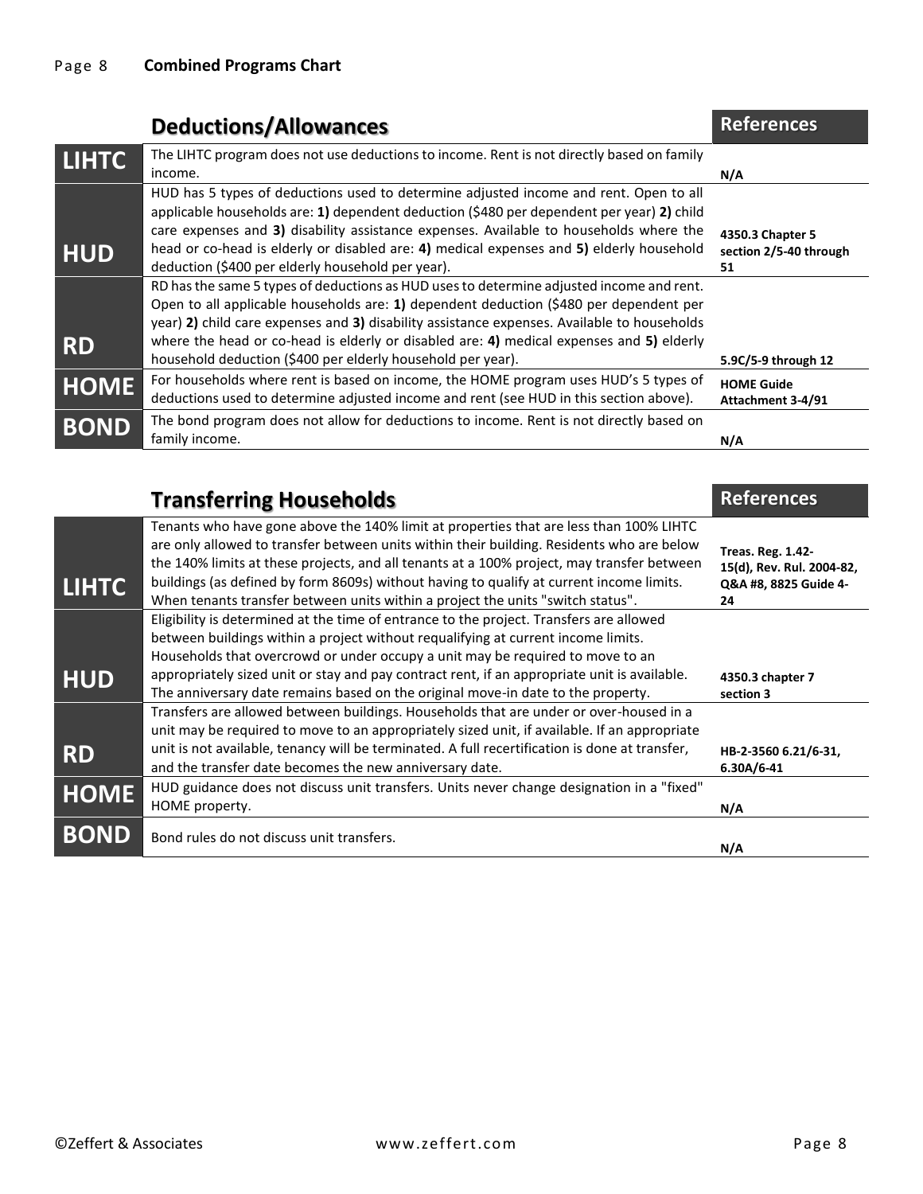## Deductions/Allowances

| Program | Deductions/Allowances | References |
|---|---|---|
| **LIHTC** | The LIHTC program does not use deductions to income. Rent is not directly based on family income. | **N/A** |
| **HUD** | HUD has 5 types of deductions used to determine adjusted income and rent. Open to all applicable households are: **1)** dependent deduction ($480 per dependent per year) **2)** child care expenses and **3)** disability assistance expenses. Available to households where the head or co-head is elderly or disabled are: **4)** medical expenses and **5)** elderly household deduction ($400 per elderly household per year). | **4350.3 Chapter 5 section 2/5-40 through 51** |
| **RD** | RD has the same 5 types of deductions as HUD uses to determine adjusted income and rent. Open to all applicable households are: **1)** dependent deduction ($480 per dependent per year) **2)** child care expenses and **3)** disability assistance expenses. Available to households where the head or co-head is elderly or disabled are: **4)** medical expenses and **5)** elderly household deduction ($400 per elderly household per year). | **5.9C/5-9 through 12** |
| **HOME** | For households where rent is based on income, the HOME program uses HUD's 5 types of deductions used to determine adjusted income and rent (see HUD in this section above). | **HOME Guide Attachment 3-4/91** |
| **BOND** | The bond program does not allow for deductions to income. Rent is not directly based on family income. | **N/A** |

## Transferring Households

| Program | Transferring Households | References |
|---|---|---|
| **LIHTC** | Tenants who have gone above the 140% limit at properties that are less than 100% LIHTC are only allowed to transfer between units within their building. Residents who are below the 140% limits at these projects, and all tenants at a 100% project, may transfer between buildings (as defined by form 8609s) without having to qualify at current income limits. When tenants transfer between units within a project the units "switch status". | **Treas. Reg. 1.42-15(d), Rev. Rul. 2004-82, Q&A #8, 8825 Guide 4-24** |
| **HUD** | Eligibility is determined at the time of entrance to the project. Transfers are allowed between buildings within a project without requalifying at current income limits. Households that overcrowd or under occupy a unit may be required to move to an appropriately sized unit or stay and pay contract rent, if an appropriate unit is available. The anniversary date remains based on the original move-in date to the property. | **4350.3 chapter 7 section 3** |
| **RD** | Transfers are allowed between buildings. Households that are under or over-housed in a unit may be required to move to an appropriately sized unit, if available. If an appropriate unit is not available, tenancy will be terminated. A full recertification is done at transfer, and the transfer date becomes the new anniversary date. | **HB-2-3560 6.21/6-31, 6.30A/6-41** |
| **HOME** | HUD guidance does not discuss unit transfers. Units never change designation in a "fixed" HOME property. | **N/A** |
| **BOND** | Bond rules do not discuss unit transfers. | **N/A** |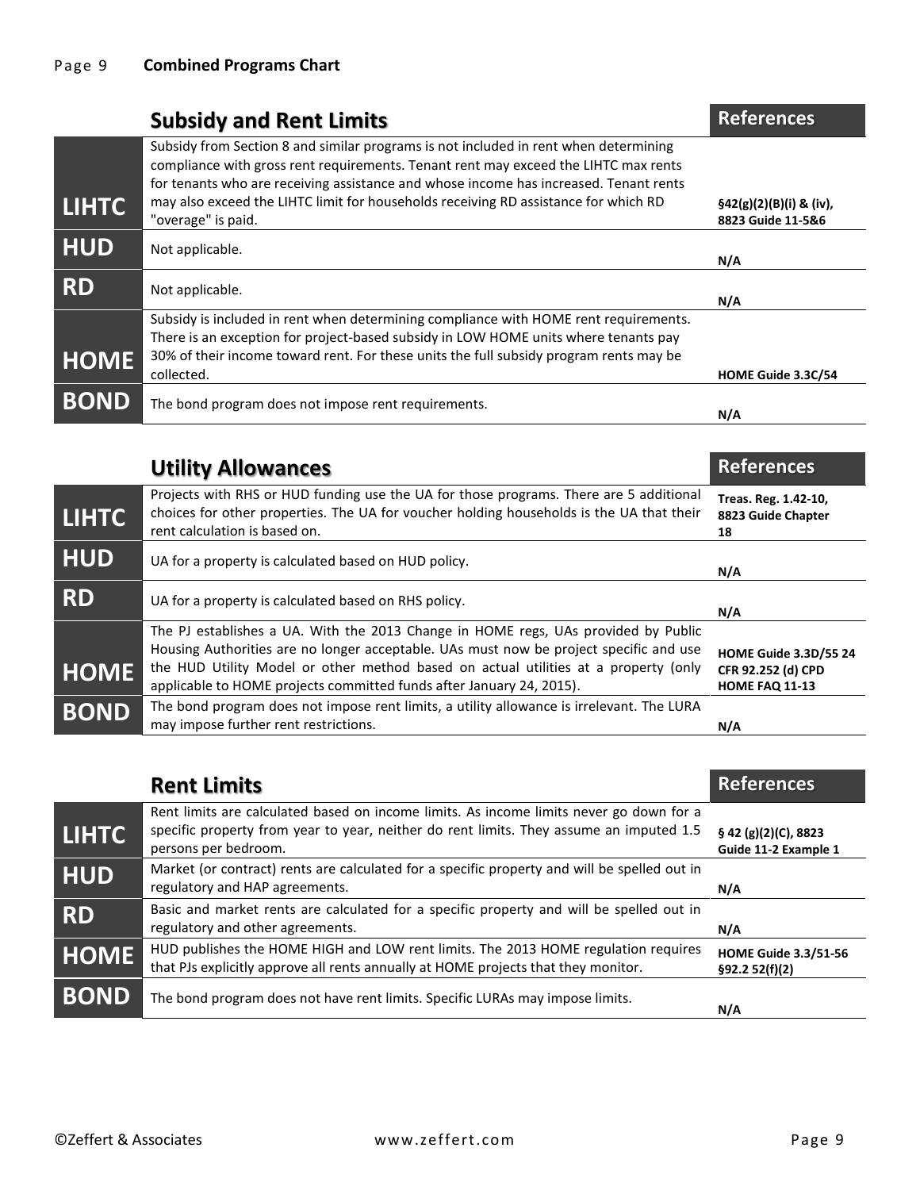## Subsidy and Rent Limits

| Program | Subsidy and Rent Limits | References |
|---|---|---|
| **LIHTC** | Subsidy from Section 8 and similar programs is not included in rent when determining compliance with gross rent requirements. Tenant rent may exceed the LIHTC max rents for tenants who are receiving assistance and whose income has increased. Tenant rents may also exceed the LIHTC limit for households receiving RD assistance for which RD "overage" is paid. | **§42(g)(2)(B)(i) & (iv), 8823 Guide 11-5&6** |
| **HUD** | Not applicable. | **N/A** |
| **RD** | Not applicable. | **N/A** |
| **HOME** | Subsidy is included in rent when determining compliance with HOME rent requirements. There is an exception for project-based subsidy in LOW HOME units where tenants pay 30% of their income toward rent. For these units the full subsidy program rents may be collected. | **HOME Guide 3.3C/54** |
| **BOND** | The bond program does not impose rent requirements. | **N/A** |

## Utility Allowances

| Program | Utility Allowances | References |
|---|---|---|
| **LIHTC** | Projects with RHS or HUD funding use the UA for those programs. There are 5 additional choices for other properties. The UA for voucher holding households is the UA that their rent calculation is based on. | **Treas. Reg. 1.42-10, 8823 Guide Chapter 18** |
| **HUD** | UA for a property is calculated based on HUD policy. | **N/A** |
| **RD** | UA for a property is calculated based on RHS policy. | **N/A** |
| **HOME** | The PJ establishes a UA. With the 2013 Change in HOME regs, UAs provided by Public Housing Authorities are no longer acceptable. UAs must now be project specific and use the HUD Utility Model or other method based on actual utilities at a property (only applicable to HOME projects committed funds after January 24, 2015). | **HOME Guide 3.3D/55 24 CFR 92.252 (d) CPD HOME FAQ 11-13** |
| **BOND** | The bond program does not impose rent limits, a utility allowance is irrelevant. The LURA may impose further rent restrictions. | **N/A** |

## Rent Limits

| Program | Rent Limits | References |
|---|---|---|
| **LIHTC** | Rent limits are calculated based on income limits. As income limits never go down for a specific property from year to year, neither do rent limits. They assume an imputed 1.5 persons per bedroom. | **§ 42 (g)(2)(C), 8823 Guide 11-2 Example 1** |
| **HUD** | Market (or contract) rents are calculated for a specific property and will be spelled out in regulatory and HAP agreements. | **N/A** |
| **RD** | Basic and market rents are calculated for a specific property and will be spelled out in regulatory and other agreements. | **N/A** |
| **HOME** | HUD publishes the HOME HIGH and LOW rent limits. The 2013 HOME regulation requires that PJs explicitly approve all rents annually at HOME projects that they monitor. | **HOME Guide 3.3/51-56 §92.2 52(f)(2)** |
| **BOND** | The bond program does not have rent limits. Specific LURAs may impose limits. | **N/A** |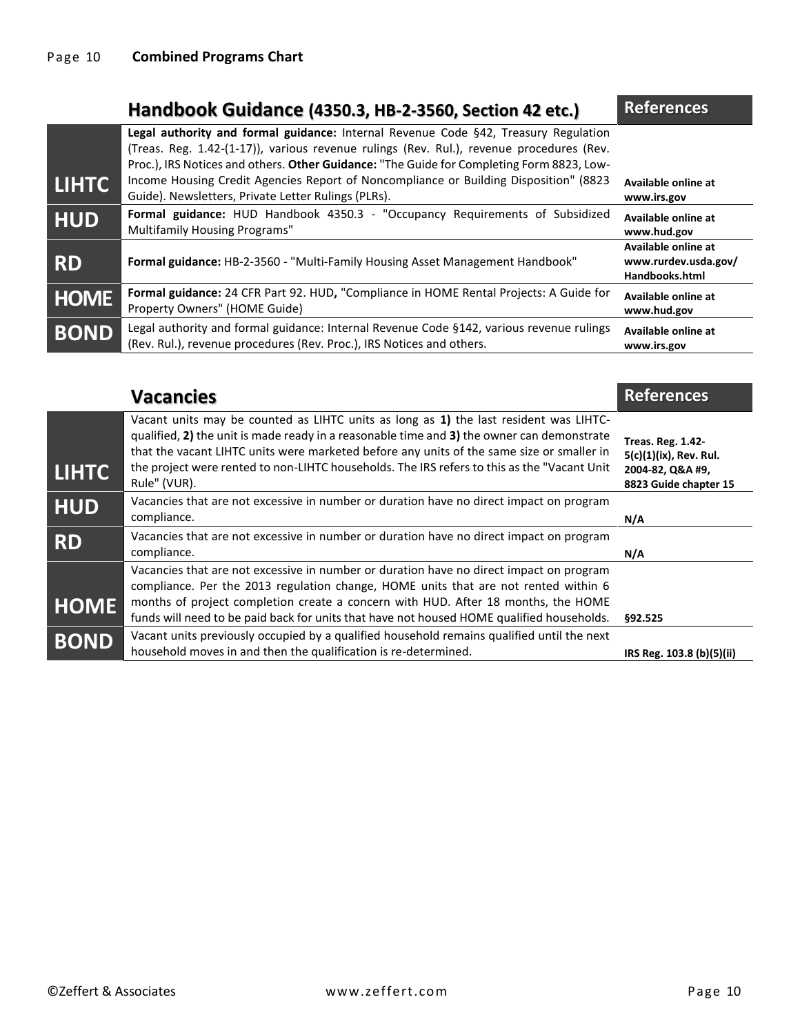**Combined Programs Chart**

| | Handbook Guidance (4350.3, HB-2-3560, Section 42 etc.) | References |
|---|---|---|
| **LIHTC** | **Legal authority and formal guidance:** Internal Revenue Code §42, Treasury Regulation (Treas. Reg. 1.42-(1-17)), various revenue rulings (Rev. Rul.), revenue procedures (Rev. Proc.), IRS Notices and others. **Other Guidance:** "The Guide for Completing Form 8823, Low-Income Housing Credit Agencies Report of Noncompliance or Building Disposition" (8823 Guide). Newsletters, Private Letter Rulings (PLRs). | **Available online at www.irs.gov** |
| **HUD** | **Formal guidance:** HUD Handbook 4350.3 - "Occupancy Requirements of Subsidized Multifamily Housing Programs" | **Available online at www.hud.gov** |
| **RD** | **Formal guidance:** HB-2-3560 - "Multi-Family Housing Asset Management Handbook" | **Available online at www.rurdev.usda.gov/ Handbooks.html** |
| **HOME** | **Formal guidance:** 24 CFR Part 92. HUD**,** "Compliance in HOME Rental Projects: A Guide for Property Owners" (HOME Guide) | **Available online at www.hud.gov** |
| **BOND** | Legal authority and formal guidance: Internal Revenue Code §142, various revenue rulings (Rev. Rul.), revenue procedures (Rev. Proc.), IRS Notices and others. | **Available online at www.irs.gov** |

| | Vacancies | References |
|---|---|---|
| **LIHTC** | Vacant units may be counted as LIHTC units as long as **1)** the last resident was LIHTC-qualified, **2)** the unit is made ready in a reasonable time and **3)** the owner can demonstrate that the vacant LIHTC units were marketed before any units of the same size or smaller in the project were rented to non-LIHTC households. The IRS refers to this as the "Vacant Unit Rule" (VUR). | **Treas. Reg. 1.42-5(c)(1)(ix), Rev. Rul. 2004-82, Q&A #9, 8823 Guide chapter 15** |
| **HUD** | Vacancies that are not excessive in number or duration have no direct impact on program compliance. | **N/A** |
| **RD** | Vacancies that are not excessive in number or duration have no direct impact on program compliance. | **N/A** |
| **HOME** | Vacancies that are not excessive in number or duration have no direct impact on program compliance. Per the 2013 regulation change, HOME units that are not rented within 6 months of project completion create a concern with HUD. After 18 months, the HOME funds will need to be paid back for units that have not housed HOME qualified households. | **§92.525** |
| **BOND** | Vacant units previously occupied by a qualified household remains qualified until the next household moves in and then the qualification is re-determined. | **IRS Reg. 103.8 (b)(5)(ii)** |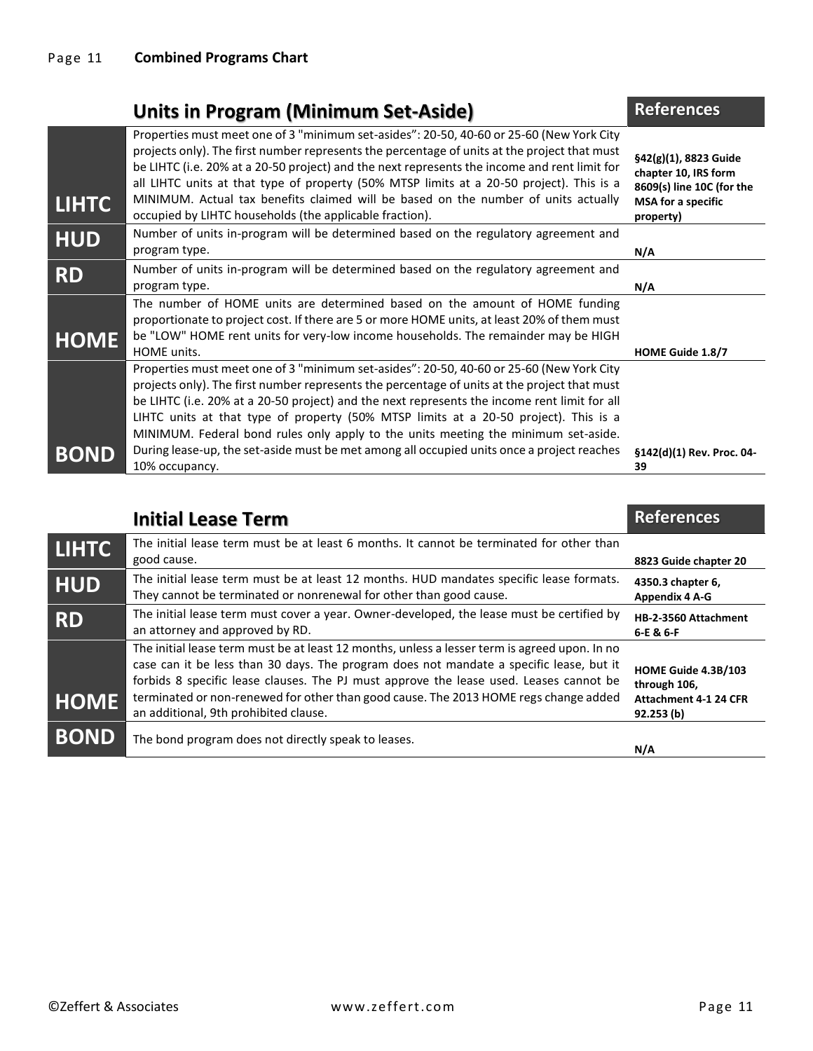## Combined Programs Chart

| | Units in Program (Minimum Set-Aside) | References |
|---|---|---|
| **LIHTC** | Properties must meet one of 3 "minimum set-asides": 20-50, 40-60 or 25-60 (New York City projects only). The first number represents the percentage of units at the project that must be LIHTC (i.e. 20% at a 20-50 project) and the next represents the income and rent limit for all LIHTC units at that type of property (50% MTSP limits at a 20-50 project). This is a MINIMUM. Actual tax benefits claimed will be based on the number of units actually occupied by LIHTC households (the applicable fraction). | **§42(g)(1), 8823 Guide chapter 10, IRS form 8609(s) line 10C (for the MSA for a specific property)** |
| **HUD** | Number of units in-program will be determined based on the regulatory agreement and program type. | **N/A** |
| **RD** | Number of units in-program will be determined based on the regulatory agreement and program type. | **N/A** |
| **HOME** | The number of HOME units are determined based on the amount of HOME funding proportionate to project cost. If there are 5 or more HOME units, at least 20% of them must be "LOW" HOME rent units for very-low income households. The remainder may be HIGH HOME units. | **HOME Guide 1.8/7** |
| **BOND** | Properties must meet one of 3 "minimum set-asides": 20-50, 40-60 or 25-60 (New York City projects only). The first number represents the percentage of units at the project that must be LIHTC (i.e. 20% at a 20-50 project) and the next represents the income rent limit for all LIHTC units at that type of property (50% MTSP limits at a 20-50 project). This is a MINIMUM. Federal bond rules only apply to the units meeting the minimum set-aside. During lease-up, the set-aside must be met among all occupied units once a project reaches 10% occupancy. | **§142(d)(1) Rev. Proc. 04-39** |

| | Initial Lease Term | References |
|---|---|---|
| **LIHTC** | The initial lease term must be at least 6 months. It cannot be terminated for other than good cause. | **8823 Guide chapter 20** |
| **HUD** | The initial lease term must be at least 12 months. HUD mandates specific lease formats. They cannot be terminated or nonrenewal for other than good cause. | **4350.3 chapter 6, Appendix 4 A-G** |
| **RD** | The initial lease term must cover a year. Owner-developed, the lease must be certified by an attorney and approved by RD. | **HB-2-3560 Attachment 6-E & 6-F** |
| **HOME** | The initial lease term must be at least 12 months, unless a lesser term is agreed upon. In no case can it be less than 30 days. The program does not mandate a specific lease, but it forbids 8 specific lease clauses. The PJ must approve the lease used. Leases cannot be terminated or non-renewed for other than good cause. The 2013 HOME regs change added an additional, 9th prohibited clause. | **HOME Guide 4.3B/103 through 106, Attachment 4-1 24 CFR 92.253 (b)** |
| **BOND** | The bond program does not directly speak to leases. | **N/A** |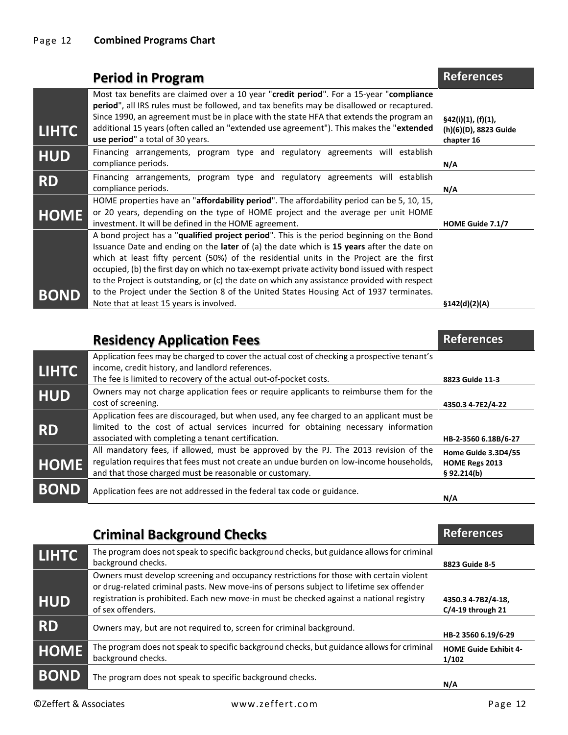## Period in Program

| | Period in Program | References |
|---|---|---|
| **LIHTC** | Most tax benefits are claimed over a 10 year "**credit period**". For a 15-year "**compliance period**", all IRS rules must be followed, and tax benefits may be disallowed or recaptured. Since 1990, an agreement must be in place with the state HFA that extends the program an additional 15 years (often called an "extended use agreement"). This makes the "**extended use period**" a total of 30 years. | **§42(i)(1), (f)(1), (h)(6)(D), 8823 Guide chapter 16** |
| **HUD** | Financing arrangements, program type and regulatory agreements will establish compliance periods. | **N/A** |
| **RD** | Financing arrangements, program type and regulatory agreements will establish compliance periods. | **N/A** |
| **HOME** | HOME properties have an "**affordability period**". The affordability period can be 5, 10, 15, or 20 years, depending on the type of HOME project and the average per unit HOME investment. It will be defined in the HOME agreement. | **HOME Guide 7.1/7** |
| **BOND** | A bond project has a "**qualified project period**". This is the period beginning on the Bond Issuance Date and ending on the **later** of (a) the date which is **15 years** after the date on which at least fifty percent (50%) of the residential units in the Project are the first occupied, (b) the first day on which no tax-exempt private activity bond issued with respect to the Project is outstanding, or (c) the date on which any assistance provided with respect to the Project under the Section 8 of the United States Housing Act of 1937 terminates. Note that at least 15 years is involved. | **§142(d)(2)(A)** |

## Residency Application Fees

| | Residency Application Fees | References |
|---|---|---|
| **LIHTC** | Application fees may be charged to cover the actual cost of checking a prospective tenant's income, credit history, and landlord references.<br>The fee is limited to recovery of the actual out-of-pocket costs. | **8823 Guide 11-3** |
| **HUD** | Owners may not charge application fees or require applicants to reimburse them for the cost of screening. | **4350.3 4-7E2/4-22** |
| **RD** | Application fees are discouraged, but when used, any fee charged to an applicant must be limited to the cost of actual services incurred for obtaining necessary information associated with completing a tenant certification. | **HB-2-3560 6.18B/6-27** |
| **HOME** | All mandatory fees, if allowed, must be approved by the PJ. The 2013 revision of the regulation requires that fees must not create an undue burden on low-income households, and that those charged must be reasonable or customary. | **Home Guide 3.3D4/55 HOME Regs 2013 § 92.214(b)** |
| **BOND** | Application fees are not addressed in the federal tax code or guidance. | **N/A** |

## Criminal Background Checks

| | Criminal Background Checks | References |
|---|---|---|
| **LIHTC** | The program does not speak to specific background checks, but guidance allows for criminal background checks. | **8823 Guide 8-5** |
| **HUD** | Owners must develop screening and occupancy restrictions for those with certain violent or drug-related criminal pasts. New move-ins of persons subject to lifetime sex offender registration is prohibited. Each new move-in must be checked against a national registry of sex offenders. | **4350.3 4-7B2/4-18, C/4-19 through 21** |
| **RD** | Owners may, but are not required to, screen for criminal background. | **HB-2 3560 6.19/6-29** |
| **HOME** | The program does not speak to specific background checks, but guidance allows for criminal background checks. | **HOME Guide Exhibit 4-1/102** |
| **BOND** | The program does not speak to specific background checks. | **N/A** |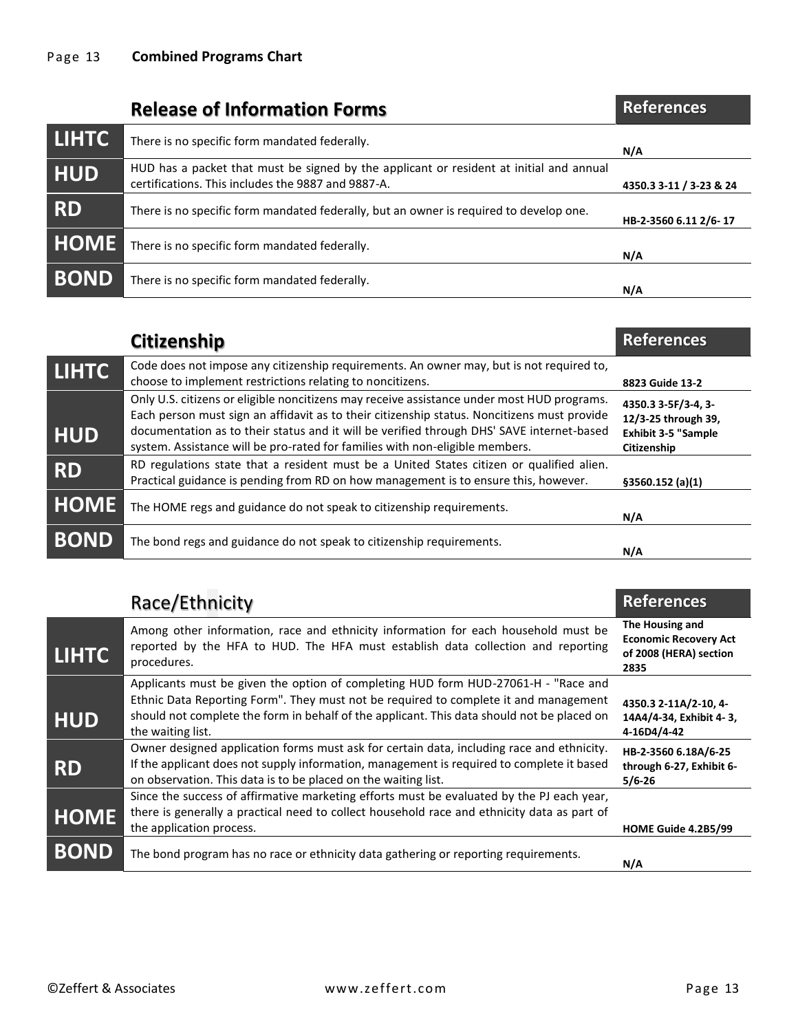## Release of Information Forms

| Program | Release of Information Forms | References |
|---|---|---|
| **LIHTC** | There is no specific form mandated federally. | **N/A** |
| **HUD** | HUD has a packet that must be signed by the applicant or resident at initial and annual certifications. This includes the 9887 and 9887-A. | **4350.3 3-11 / 3-23 & 24** |
| **RD** | There is no specific form mandated federally, but an owner is required to develop one. | **HB-2-3560 6.11 2/6- 17** |
| **HOME** | There is no specific form mandated federally. | **N/A** |
| **BOND** | There is no specific form mandated federally. | **N/A** |

## Citizenship

| Program | Citizenship | References |
|---|---|---|
| **LIHTC** | Code does not impose any citizenship requirements. An owner may, but is not required to, choose to implement restrictions relating to noncitizens. | **8823 Guide 13-2** |
| **HUD** | Only U.S. citizens or eligible noncitizens may receive assistance under most HUD programs. Each person must sign an affidavit as to their citizenship status. Noncitizens must provide documentation as to their status and it will be verified through DHS' SAVE internet-based system. Assistance will be pro-rated for families with non-eligible members. | **4350.3 3-5F/3-4, 3-12/3-25 through 39, Exhibit 3-5 "Sample Citizenship** |
| **RD** | RD regulations state that a resident must be a United States citizen or qualified alien. Practical guidance is pending from RD on how management is to ensure this, however. | **§3560.152 (a)(1)** |
| **HOME** | The HOME regs and guidance do not speak to citizenship requirements. | **N/A** |
| **BOND** | The bond regs and guidance do not speak to citizenship requirements. | **N/A** |

## Race/Ethnicity

| Program | Race/Ethnicity | References |
|---|---|---|
| **LIHTC** | Among other information, race and ethnicity information for each household must be reported by the HFA to HUD. The HFA must establish data collection and reporting procedures. | **The Housing and Economic Recovery Act of 2008 (HERA) section 2835** |
| **HUD** | Applicants must be given the option of completing HUD form HUD-27061-H - "Race and Ethnic Data Reporting Form". They must not be required to complete it and management should not complete the form in behalf of the applicant. This data should not be placed on the waiting list. | **4350.3 2-11A/2-10, 4-14A4/4-34, Exhibit 4- 3, 4-16D4/4-42** |
| **RD** | Owner designed application forms must ask for certain data, including race and ethnicity. If the applicant does not supply information, management is required to complete it based on observation. This data is to be placed on the waiting list. | **HB-2-3560 6.18A/6-25 through 6-27, Exhibit 6-5/6-26** |
| **HOME** | Since the success of affirmative marketing efforts must be evaluated by the PJ each year, there is generally a practical need to collect household race and ethnicity data as part of the application process. | **HOME Guide 4.2B5/99** |
| **BOND** | The bond program has no race or ethnicity data gathering or reporting requirements. | **N/A** |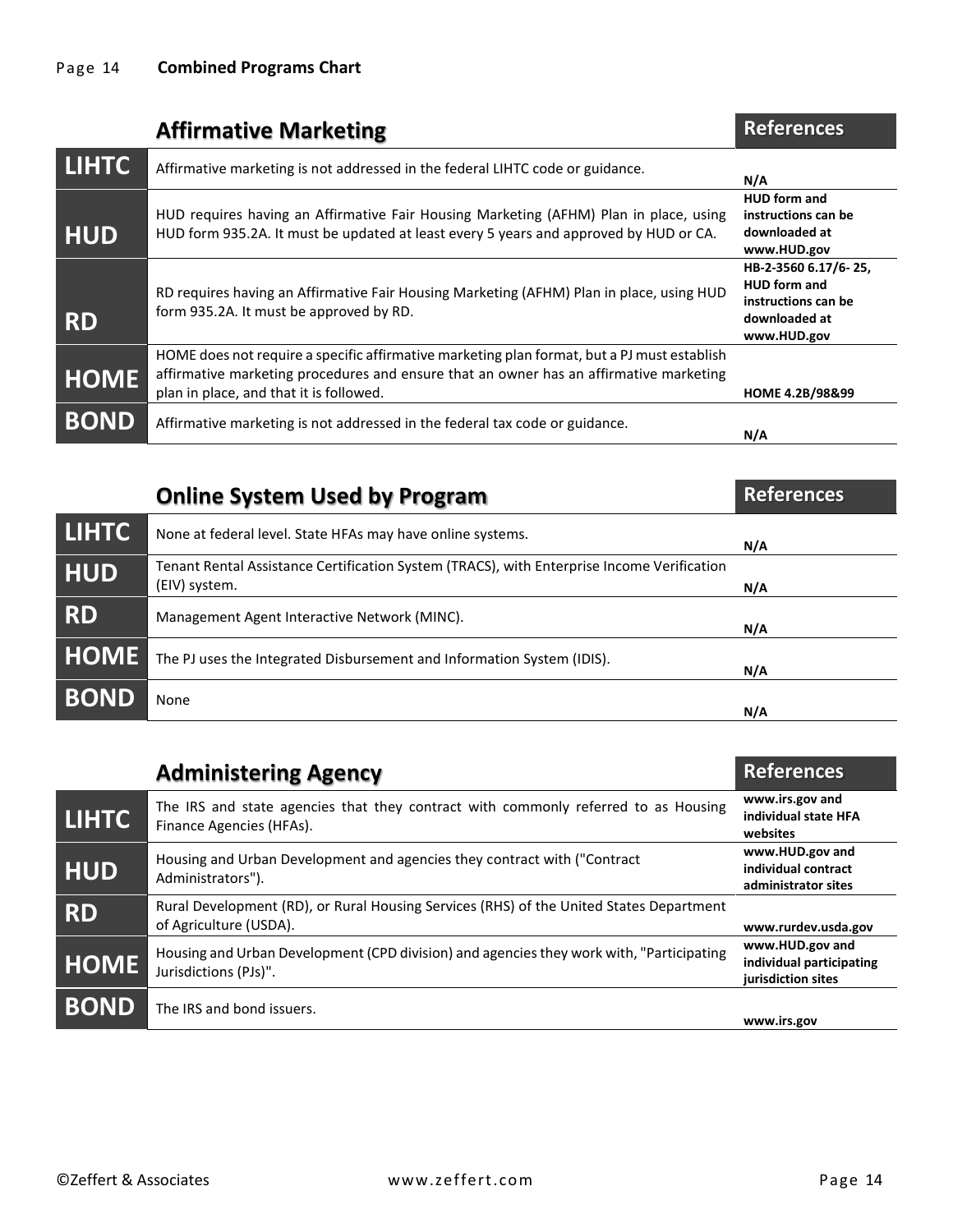## Affirmative Marketing

| | Affirmative Marketing | References |
|---|---|---|
| **LIHTC** | Affirmative marketing is not addressed in the federal LIHTC code or guidance. | **N/A** |
| **HUD** | HUD requires having an Affirmative Fair Housing Marketing (AFHM) Plan in place, using HUD form 935.2A. It must be updated at least every 5 years and approved by HUD or CA. | **HUD form and instructions can be downloaded at www.HUD.gov** |
| **RD** | RD requires having an Affirmative Fair Housing Marketing (AFHM) Plan in place, using HUD form 935.2A. It must be approved by RD. | **HB-2-3560 6.17/6- 25, HUD form and instructions can be downloaded at www.HUD.gov** |
| **HOME** | HOME does not require a specific affirmative marketing plan format, but a PJ must establish affirmative marketing procedures and ensure that an owner has an affirmative marketing plan in place, and that it is followed. | **HOME 4.2B/98&99** |
| **BOND** | Affirmative marketing is not addressed in the federal tax code or guidance. | **N/A** |

## Online System Used by Program

| | Online System Used by Program | References |
|---|---|---|
| **LIHTC** | None at federal level. State HFAs may have online systems. | **N/A** |
| **HUD** | Tenant Rental Assistance Certification System (TRACS), with Enterprise Income Verification (EIV) system. | **N/A** |
| **RD** | Management Agent Interactive Network (MINC). | **N/A** |
| **HOME** | The PJ uses the Integrated Disbursement and Information System (IDIS). | **N/A** |
| **BOND** | None | **N/A** |

## Administering Agency

| | Administering Agency | References |
|---|---|---|
| **LIHTC** | The IRS and state agencies that they contract with commonly referred to as Housing Finance Agencies (HFAs). | **www.irs.gov and individual state HFA websites** |
| **HUD** | Housing and Urban Development and agencies they contract with ("Contract Administrators"). | **www.HUD.gov and individual contract administrator sites** |
| **RD** | Rural Development (RD), or Rural Housing Services (RHS) of the United States Department of Agriculture (USDA). | **www.rurdev.usda.gov** |
| **HOME** | Housing and Urban Development (CPD division) and agencies they work with, "Participating Jurisdictions (PJs)". | **www.HUD.gov and individual participating jurisdiction sites** |
| **BOND** | The IRS and bond issuers. | **www.irs.gov** |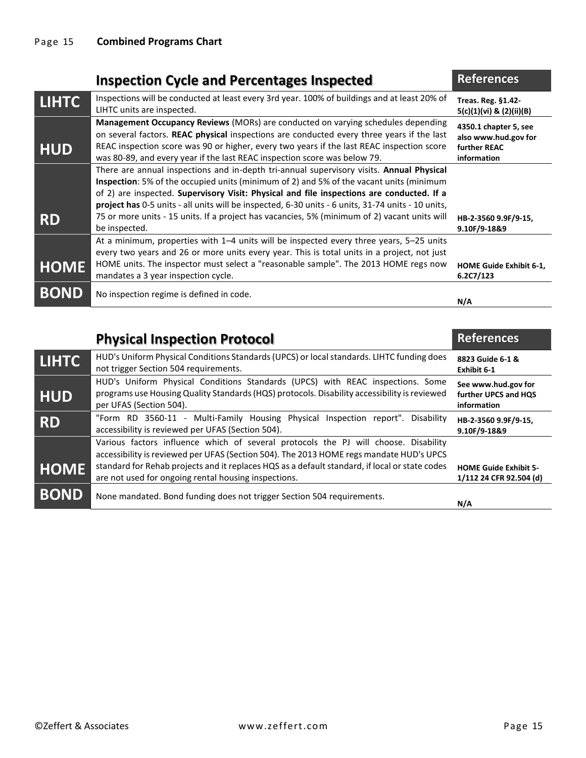| | Inspection Cycle and Percentages Inspected | References |
|---|---|---|
| **LIHTC** | Inspections will be conducted at least every 3rd year. 100% of buildings and at least 20% of LIHTC units are inspected. | **Treas. Reg. §1.42-5(c)(1)(vi) & (2)(ii)(B)** |
| **HUD** | **Management Occupancy Reviews** (MORs) are conducted on varying schedules depending on several factors. **REAC physical** inspections are conducted every three years if the last REAC inspection score was 90 or higher, every two years if the last REAC inspection score was 80-89, and every year if the last REAC inspection score was below 79. | **4350.1 chapter 5, see also www.hud.gov for further REAC information** |
| **RD** | There are annual inspections and in-depth tri-annual supervisory visits. **Annual Physical Inspection**: 5% of the occupied units (minimum of 2) and 5% of the vacant units (minimum of 2) are inspected. **Supervisory Visit: Physical and file inspections are conducted. If a project has** 0-5 units - all units will be inspected, 6-30 units - 6 units, 31-74 units - 10 units, 75 or more units - 15 units. If a project has vacancies, 5% (minimum of 2) vacant units will be inspected. | **HB-2-3560 9.9F/9-15, 9.10F/9-18&9** |
| **HOME** | At a minimum, properties with 1–4 units will be inspected every three years, 5–25 units every two years and 26 or more units every year. This is total units in a project, not just HOME units. The inspector must select a "reasonable sample". The 2013 HOME regs now mandates a 3 year inspection cycle. | **HOME Guide Exhibit 6-1, 6.2C7/123** |
| **BOND** | No inspection regime is defined in code. | **N/A** |

| | Physical Inspection Protocol | References |
|---|---|---|
| **LIHTC** | HUD's Uniform Physical Conditions Standards (UPCS) or local standards. LIHTC funding does not trigger Section 504 requirements. | **8823 Guide 6-1 & Exhibit 6-1** |
| **HUD** | HUD's Uniform Physical Conditions Standards (UPCS) with REAC inspections. Some programs use Housing Quality Standards (HQS) protocols. Disability accessibility is reviewed per UFAS (Section 504). | **See www.hud.gov for further UPCS and HQS information** |
| **RD** | "Form RD 3560-11 - Multi-Family Housing Physical Inspection report". Disability accessibility is reviewed per UFAS (Section 504). | **HB-2-3560 9.9F/9-15, 9.10F/9-18&9** |
| **HOME** | Various factors influence which of several protocols the PJ will choose. Disability accessibility is reviewed per UFAS (Section 504). The 2013 HOME regs mandate HUD's UPCS standard for Rehab projects and it replaces HQS as a default standard, if local or state codes are not used for ongoing rental housing inspections. | **HOME Guide Exhibit 5-1/112 24 CFR 92.504 (d)** |
| **BOND** | None mandated. Bond funding does not trigger Section 504 requirements. | **N/A** |